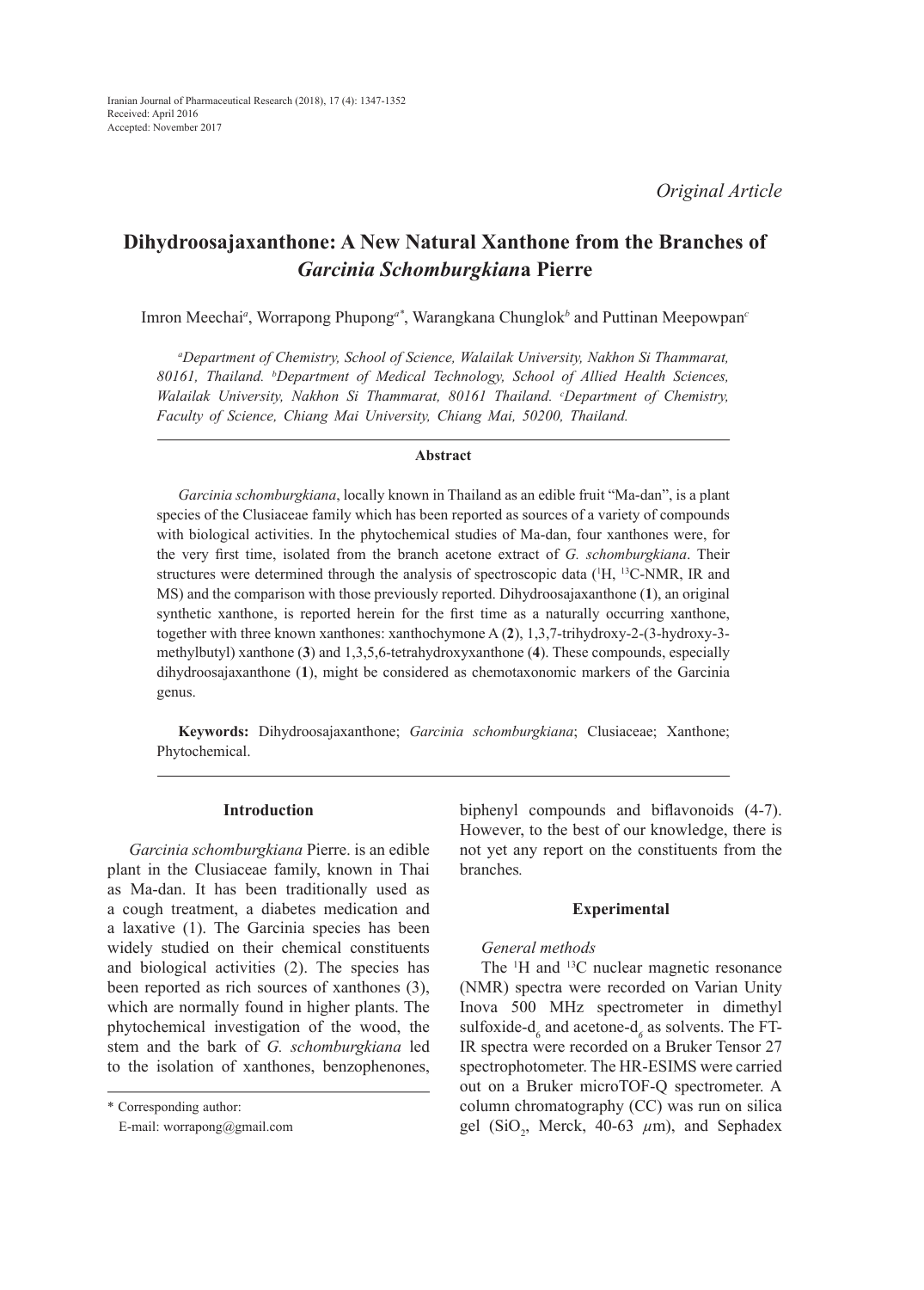Received: April 2016
Accepted: November 2017

*Original Article*

# Dihydroosajaxanthone: A New Natural Xanthone from the Branches of *Garcinia Schomburgkian*a Pierre

Imron Meechai[a], Worrapong Phupong[a*], Warangkana Chunglok[b] and Puttinan Meepowpan[c]

[a]*Department of Chemistry, School of Science, Walailak University, Nakhon Si Thammarat, 80161, Thailand.* [b]*Department of Medical Technology, School of Allied Health Sciences, Walailak University, Nakhon Si Thammarat, 80161 Thailand.* [c]*Department of Chemistry, Faculty of Science, Chiang Mai University, Chiang Mai, 50200, Thailand.*

## Abstract

*Garcinia schomburgkiana*, locally known in Thailand as an edible fruit "Ma-dan", is a plant species of the Clusiaceae family which has been reported as sources of a variety of compounds with biological activities. In the phytochemical studies of Ma-dan, four xanthones were, for the very first time, isolated from the branch acetone extract of *G. schomburgkiana*. Their structures were determined through the analysis of spectroscopic data ($^{1}$H, $^{13}$C-NMR, IR and MS) and the comparison with those previously reported. Dihydroosajaxanthone (**1**), an original synthetic xanthone, is reported herein for the first time as a naturally occurring xanthone, together with three known xanthones: xanthochymone A (**2**), 1,3,7-trihydroxy-2-(3-hydroxy-3-methylbutyl) xanthone (**3**) and 1,3,5,6-tetrahydroxyxanthone (**4**). These compounds, especially dihydroosajaxanthone (**1**), might be considered as chemotaxonomic markers of the Garcinia genus.

**Keywords:** Dihydroosajaxanthone; *Garcinia schomburgkiana*; Clusiaceae; Xanthone; Phytochemical.

## Introduction

*Garcinia schomburgkiana* Pierre. is an edible plant in the Clusiaceae family, known in Thai as Ma-dan. It has been traditionally used as a cough treatment, a diabetes medication and a laxative (1). The Garcinia species has been widely studied on their chemical constituents and biological activities (2). The species has been reported as rich sources of xanthones (3), which are normally found in higher plants. The phytochemical investigation of the wood, the stem and the bark of *G. schomburgkiana* led to the isolation of xanthones, benzophenones, biphenyl compounds and biflavonoids (4-7). However, to the best of our knowledge, there is not yet any report on the constituents from the branches*.*

## Experimental

### *General methods*

The $^{1}$H and $^{13}$C nuclear magnetic resonance (NMR) spectra were recorded on Varian Unity Inova 500 MHz spectrometer in dimethyl sulfoxide-$d_6$ and acetone-$d_6$ as solvents. The FT-IR spectra were recorded on a Bruker Tensor 27 spectrophotometer. The HR-ESIMS were carried out on a Bruker microTOF-Q spectrometer. A column chromatography (CC) was run on silica gel ($SiO_2$, Merck, 40-63 $\mu$m), and Sephadex

\* Corresponding author:
E-mail: worrapong@gmail.com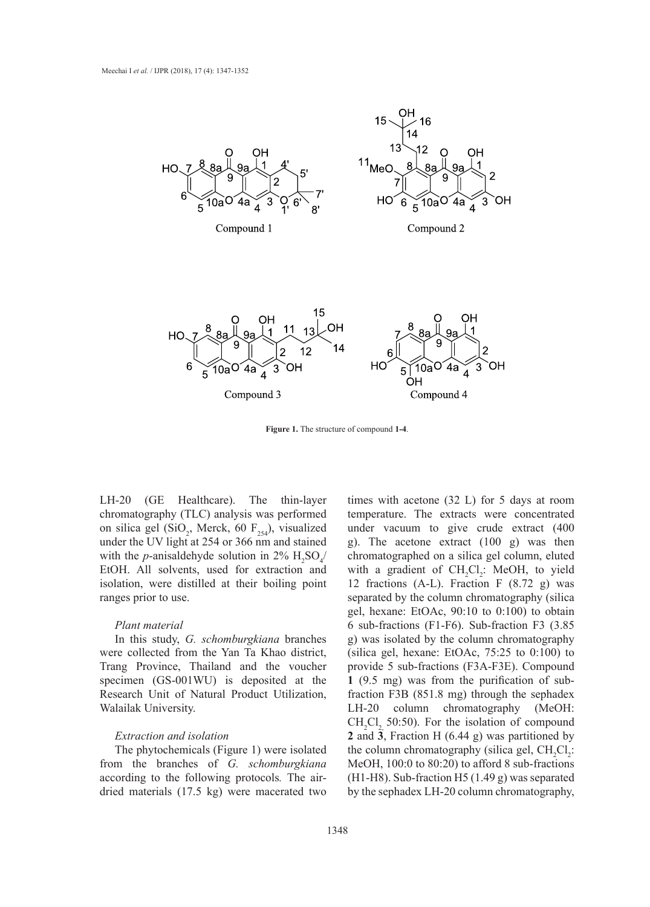**Figure 1.** The structure of compound **1-4**.

LH-20 (GE Healthcare). The thin-layer chromatography (TLC) analysis was performed on silica gel ($SiO_2$, Merck, 60 $F_{254}$), visualized under the UV light at 254 or 366 nm and stained with the *p*-anisaldehyde solution in 2% $H_2SO_4$/EtOH. All solvents, used for extraction and isolation, were distilled at their boiling point ranges prior to use.

*Plant material*

In this study, *G. schomburgkiana* branches were collected from the Yan Ta Khao district, Trang Province, Thailand and the voucher specimen (GS-001WU) is deposited at the Research Unit of Natural Product Utilization, Walailak University.

*Extraction and isolation*

The phytochemicals (Figure 1) were isolated from the branches of *G. schomburgkiana* according to the following protocols. The air-dried materials (17.5 kg) were macerated two times with acetone (32 L) for 5 days at room temperature. The extracts were concentrated under vacuum to give crude extract (400 g). The acetone extract (100 g) was then chromatographed on a silica gel column, eluted with a gradient of $CH_2Cl_2$: MeOH, to yield 12 fractions (A-L). Fraction F (8.72 g) was separated by the column chromatography (silica gel, hexane: EtOAc, 90:10 to 0:100) to obtain 6 sub-fractions (F1-F6). Sub-fraction F3 (3.85 g) was isolated by the column chromatography (silica gel, hexane: EtOAc, 75:25 to 0:100) to provide 5 sub-fractions (F3A-F3E). Compound **1** (9.5 mg) was from the purification of sub-fraction F3B (851.8 mg) through the sephadex LH-20 column chromatography (MeOH: $CH_2Cl_2$, 50:50). For the isolation of compound **2** and **3**, Fraction H (6.44 g) was partitioned by the column chromatography (silica gel, $CH_2Cl_2$: MeOH, 100:0 to 80:20) to afford 8 sub-fractions (H1-H8). Sub-fraction H5 (1.49 g) was separated by the sephadex LH-20 column chromatography,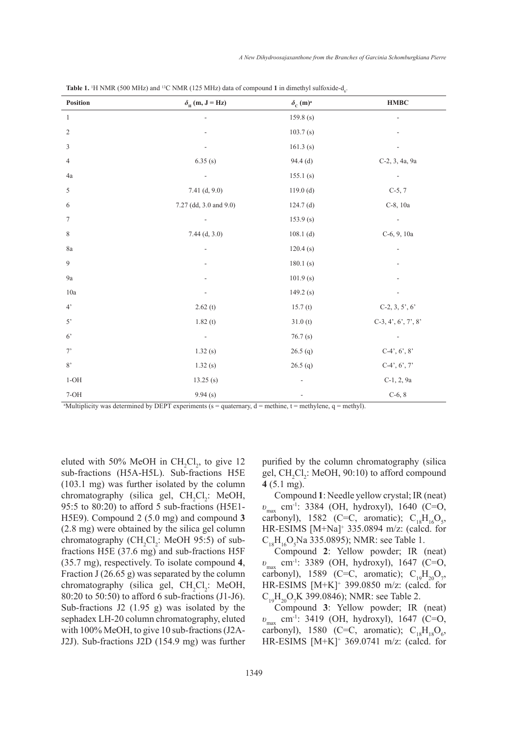**Table 1.** $^{1}$H NMR (500 MHz) and $^{13}$C NMR (125 MHz) data of compound **1** in dimethyl sulfoxide-$d_6$.

| Position | $\delta_H$ (m, J = Hz) | $\delta_C$ (m)[a] | HMBC |
|---|---|---|---|
| 1 | - | 159.8 (s) | - |
| 2 | - | 103.7 (s) | - |
| 3 | - | 161.3 (s) | - |
| 4 | 6.35 (s) | 94.4 (d) | C-2, 3, 4a, 9a |
| 4a | - | 155.1 (s) | - |
| 5 | 7.41 (d, 9.0) | 119.0 (d) | C-5, 7 |
| 6 | 7.27 (dd, 3.0 and 9.0) | 124.7 (d) | C-8, 10a |
| 7 | - | 153.9 (s) | - |
| 8 | 7.44 (d, 3.0) | 108.1 (d) | C-6, 9, 10a |
| 8a | - | 120.4 (s) | - |
| 9 | - | 180.1 (s) | - |
| 9a | - | 101.9 (s) | - |
| 10a | - | 149.2 (s) | - |
| 4' | 2.62 (t) | 15.7 (t) | C-2, 3, 5', 6' |
| 5' | 1.82 (t) | 31.0 (t) | C-3, 4', 6', 7', 8' |
| 6' | - | 76.7 (s) | - |
| 7' | 1.32 (s) | 26.5 (q) | C-4', 6', 8' |
| 8' | 1.32 (s) | 26.5 (q) | C-4', 6', 7' |
| 1-OH | 13.25 (s) | - | C-1, 2, 9a |
| 7-OH | 9.94 (s) | - | C-6, 8 |

[a]Multiplicity was determined by DEPT experiments (s = quaternary, d = methine, t = methylene, q = methyl).

eluted with 50% MeOH in $CH_2Cl_2$, to give 12 sub-fractions (H5A-H5L). Sub-fractions H5E (103.1 mg) was further isolated by the column chromatography (silica gel, $CH_2Cl_2$: MeOH, 95:5 to 80:20) to afford 5 sub-fractions (H5E1-H5E9). Compound 2 (5.0 mg) and compound **3** (2.8 mg) were obtained by the silica gel column chromatography ($CH_2Cl_2$: MeOH 95:5) of sub-fractions H5E (37.6 mg) and sub-fractions H5F (35.7 mg), respectively. To isolate compound **4**, Fraction J (26.65 g) was separated by the column chromatography (silica gel, $CH_2Cl_2$: MeOH, 80:20 to 50:50) to afford 6 sub-fractions (J1-J6). Sub-fractions J2 (1.95 g) was isolated by the sephadex LH-20 column chromatography, eluted with 100% MeOH, to give 10 sub-fractions (J2A-J2J). Sub-fractions J2D (154.9 mg) was further purified by the column chromatography (silica gel, $CH_2Cl_2$: MeOH, 90:10) to afford compound **4** (5.1 mg).

Compound **1**: Needle yellow crystal; IR (neat) $\upsilon_{max}$ cm$^{-1}$: 3384 (OH, hydroxyl), 1640 (C=O, carbonyl), 1582 (C=C, aromatic); $C_{18}H_{16}O_5$, HR-ESIMS $[M+Na]^+$ 335.0894 m/z: (calcd. for $C_{18}H_{16}O_5Na$ 335.0895); NMR: see Table 1.

Compound **2**: Yellow powder; IR (neat) $\upsilon_{max}$ cm$^{-1}$: 3389 (OH, hydroxyl), 1647 (C=O, carbonyl), 1589 (C=C, aromatic); $C_{19}H_{20}O_7$, HR-ESIMS $[M+K]^+$ 399.0850 m/z: (calcd. for $C_{19}H_{20}O_7K$ 399.0846); NMR: see Table 2.

Compound **3**: Yellow powder; IR (neat) $\upsilon_{max}$ cm$^{-1}$: 3419 (OH, hydroxyl), 1647 (C=O, carbonyl), 1580 (C=C, aromatic); $C_{18}H_{18}O_6$, HR-ESIMS $[M+K]^+$ 369.0741 m/z: (calcd. for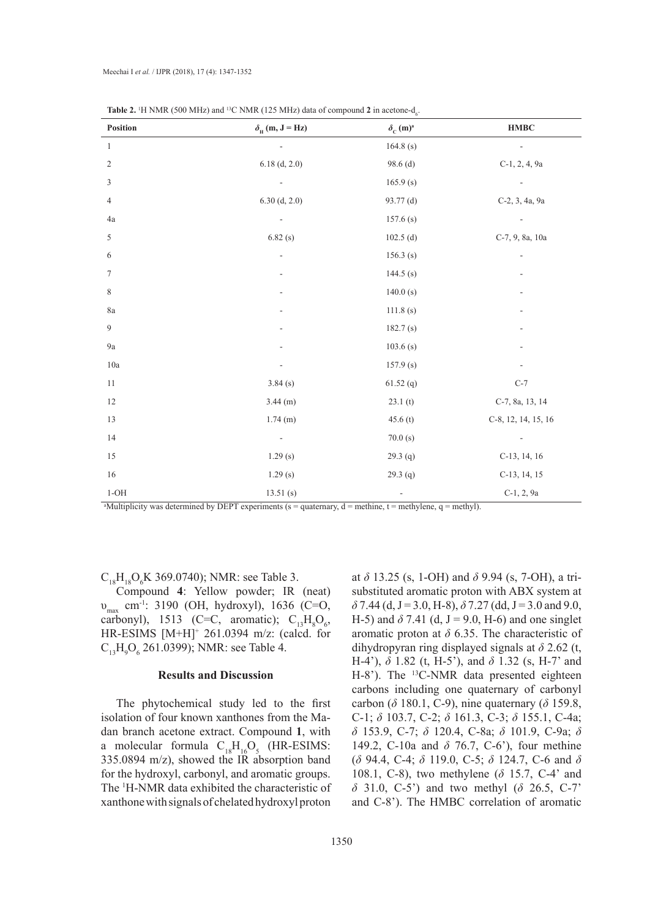**Table 2.** $^{1}H$ NMR (500 MHz) and $^{13}C$ NMR (125 MHz) data of compound **2** in acetone-$d_6$.

| Position | $\delta_H$ (m, J = Hz) | $\delta_C$ (m)[a] | HMBC |
|---|---|---|---|
| 1 | - | 164.8 (s) | - |
| 2 | 6.18 (d, 2.0) | 98.6 (d) | C-1, 2, 4, 9a |
| 3 | - | 165.9 (s) | - |
| 4 | 6.30 (d, 2.0) | 93.77 (d) | C-2, 3, 4a, 9a |
| 4a | - | 157.6 (s) | - |
| 5 | 6.82 (s) | 102.5 (d) | C-7, 9, 8a, 10a |
| 6 | - | 156.3 (s) | - |
| 7 | - | 144.5 (s) | - |
| 8 | - | 140.0 (s) | - |
| 8a | - | 111.8 (s) | - |
| 9 | - | 182.7 (s) | - |
| 9a | - | 103.6 (s) | - |
| 10a | - | 157.9 (s) | - |
| 11 | 3.84 (s) | 61.52 (q) | C-7 |
| 12 | 3.44 (m) | 23.1 (t) | C-7, 8a, 13, 14 |
| 13 | 1.74 (m) | 45.6 (t) | C-8, 12, 14, 15, 16 |
| 14 | - | 70.0 (s) | - |
| 15 | 1.29 (s) | 29.3 (q) | C-13, 14, 16 |
| 16 | 1.29 (s) | 29.3 (q) | C-13, 14, 15 |
| 1-OH | 13.51 (s) | - | C-1, 2, 9a |

[a]Multiplicity was determined by DEPT experiments (s = quaternary, d = methine, t = methylene, q = methyl).

$C_{18}H_{18}O_6K$ 369.0740); NMR: see Table 3.

Compound **4**: Yellow powder; IR (neat) $\upsilon_{max}$ cm$^{-1}$: 3190 (OH, hydroxyl), 1636 (C=O, carbonyl), 1513 (C=C, aromatic); $C_{13}H_8O_6$, HR-ESIMS $[M+H]^+$ 261.0394 m/z: (calcd. for $C_{13}H_9O_6$ 261.0399); NMR: see Table 4.

## Results and Discussion

The phytochemical study led to the first isolation of four known xanthones from the Madan branch acetone extract. Compound **1**, with a molecular formula $C_{18}H_{16}O_5$ (HR-ESIMS: 335.0894 m/z), showed the IR absorption band for the hydroxyl, carbonyl, and aromatic groups. The $^{1}H$-NMR data exhibited the characteristic of xanthone with signals of chelated hydroxyl proton at $\delta$ 13.25 (s, 1-OH) and $\delta$ 9.94 (s, 7-OH), a tri-substituted aromatic proton with ABX system at $\delta$ 7.44 (d, J = 3.0, H-8), $\delta$ 7.27 (dd, J = 3.0 and 9.0, H-5) and $\delta$ 7.41 (d, J = 9.0, H-6) and one singlet aromatic proton at $\delta$ 6.35. The characteristic of dihydropyran ring displayed signals at $\delta$ 2.62 (t, H-4'), $\delta$ 1.82 (t, H-5'), and $\delta$ 1.32 (s, H-7' and H-8'). The $^{13}C$-NMR data presented eighteen carbons including one quaternary of carbonyl carbon ($\delta$ 180.1, C-9), nine quaternary ($\delta$ 159.8, C-1; $\delta$ 103.7, C-2; $\delta$ 161.3, C-3; $\delta$ 155.1, C-4a; $\delta$ 153.9, C-7; $\delta$ 120.4, C-8a; $\delta$ 101.9, C-9a; $\delta$ 149.2, C-10a and $\delta$ 76.7, C-6'), four methine ($\delta$ 94.4, C-4; $\delta$ 119.0, C-5; $\delta$ 124.7, C-6 and $\delta$ 108.1, C-8), two methylene ($\delta$ 15.7, C-4' and $\delta$ 31.0, C-5') and two methyl ($\delta$ 26.5, C-7' and C-8'). The HMBC correlation of aromatic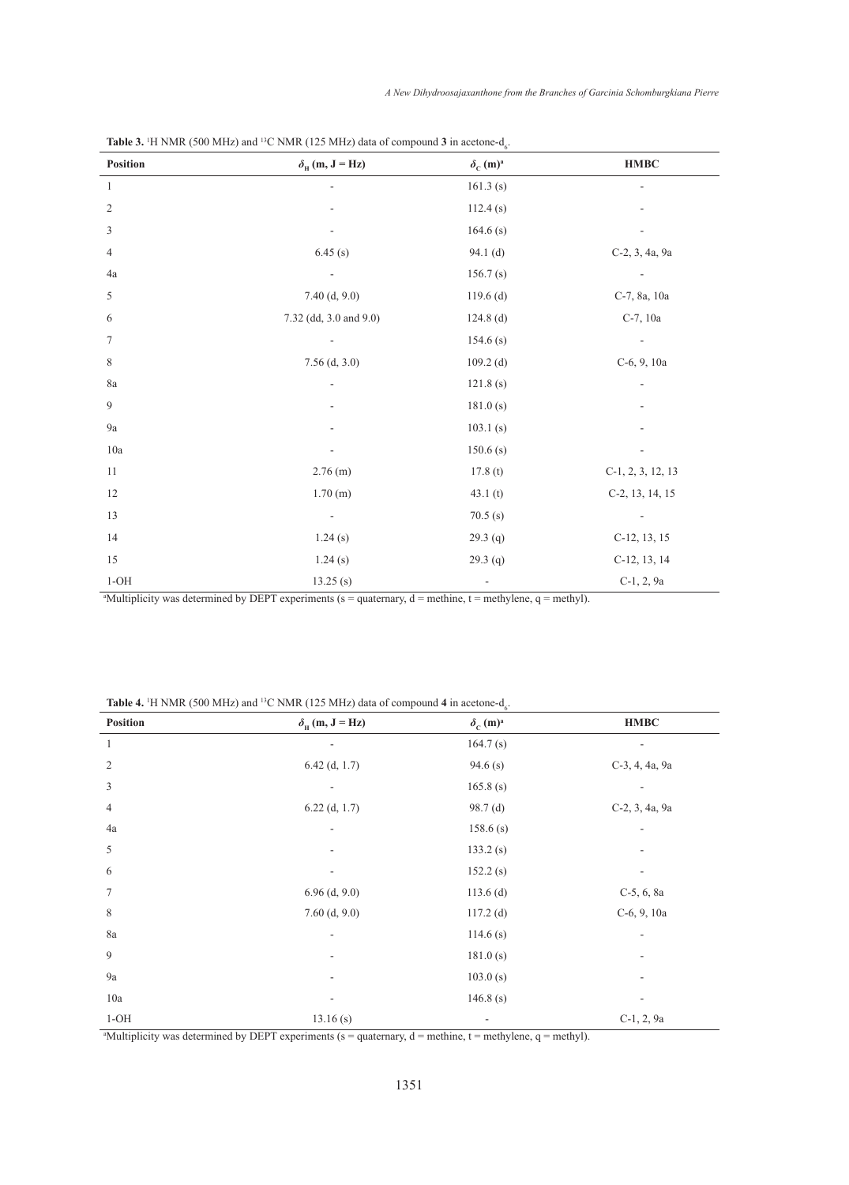**Table 3.** $^{1}H$ NMR (500 MHz) and $^{13}C$ NMR (125 MHz) data of compound **3** in acetone-$d_6$.

| Position | $\delta_H$ (m, J = Hz) | $\delta_C$ (m)[a] | HMBC |
|---|---|---|---|
| 1 | - | 161.3 (s) | - |
| 2 | - | 112.4 (s) | - |
| 3 | - | 164.6 (s) | - |
| 4 | 6.45 (s) | 94.1 (d) | C-2, 3, 4a, 9a |
| 4a | - | 156.7 (s) | - |
| 5 | 7.40 (d, 9.0) | 119.6 (d) | C-7, 8a, 10a |
| 6 | 7.32 (dd, 3.0 and 9.0) | 124.8 (d) | C-7, 10a |
| 7 | - | 154.6 (s) | - |
| 8 | 7.56 (d, 3.0) | 109.2 (d) | C-6, 9, 10a |
| 8a | - | 121.8 (s) | - |
| 9 | - | 181.0 (s) | - |
| 9a | - | 103.1 (s) | - |
| 10a | - | 150.6 (s) | - |
| 11 | 2.76 (m) | 17.8 (t) | C-1, 2, 3, 12, 13 |
| 12 | 1.70 (m) | 43.1 (t) | C-2, 13, 14, 15 |
| 13 | - | 70.5 (s) | - |
| 14 | 1.24 (s) | 29.3 (q) | C-12, 13, 15 |
| 15 | 1.24 (s) | 29.3 (q) | C-12, 13, 14 |
| 1-OH | 13.25 (s) | - | C-1, 2, 9a |

[a]Multiplicity was determined by DEPT experiments (s = quaternary, d = methine, t = methylene, q = methyl).

**Table 4.** $^{1}H$ NMR (500 MHz) and $^{13}C$ NMR (125 MHz) data of compound **4** in acetone-$d_6$.

| Position | $\delta_H$ (m, J = Hz) | $\delta_C$ (m)[a] | HMBC |
|---|---|---|---|
| 1 | - | 164.7 (s) | - |
| 2 | 6.42 (d, 1.7) | 94.6 (s) | C-3, 4, 4a, 9a |
| 3 | - | 165.8 (s) | - |
| 4 | 6.22 (d, 1.7) | 98.7 (d) | C-2, 3, 4a, 9a |
| 4a | - | 158.6 (s) | - |
| 5 | - | 133.2 (s) | - |
| 6 | - | 152.2 (s) | - |
| 7 | 6.96 (d, 9.0) | 113.6 (d) | C-5, 6, 8a |
| 8 | 7.60 (d, 9.0) | 117.2 (d) | C-6, 9, 10a |
| 8a | - | 114.6 (s) | - |
| 9 | - | 181.0 (s) | - |
| 9a | - | 103.0 (s) | - |
| 10a | - | 146.8 (s) | - |
| 1-OH | 13.16 (s) | - | C-1, 2, 9a |

[a]Multiplicity was determined by DEPT experiments (s = quaternary, d = methine, t = methylene, q = methyl).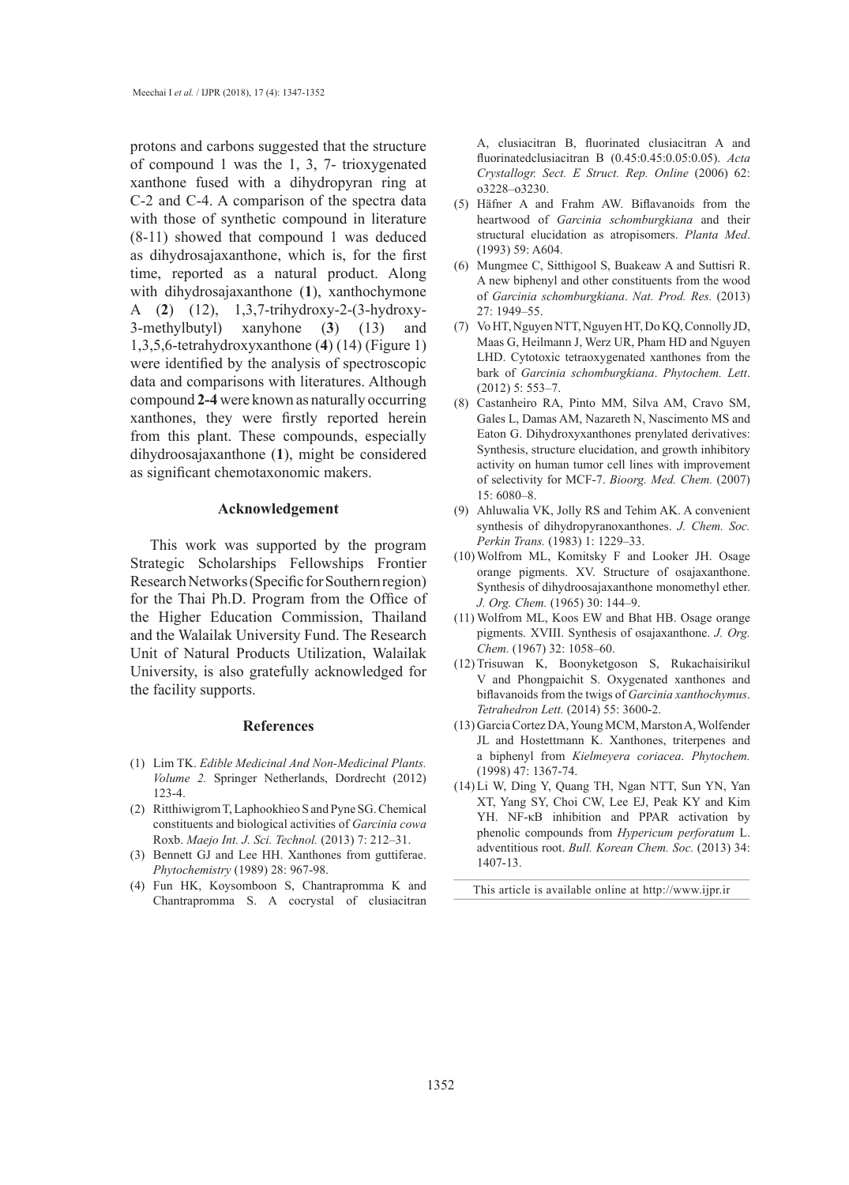protons and carbons suggested that the structure of compound 1 was the 1, 3, 7- trioxygenated xanthone fused with a dihydropyran ring at C-2 and C-4. A comparison of the spectra data with those of synthetic compound in literature (8-11) showed that compound 1 was deduced as dihydrosajaxanthone, which is, for the first time, reported as a natural product. Along with dihydrosajaxanthone (**1**), xanthochymone A (**2**) (12), 1,3,7-trihydroxy-2-(3-hydroxy-3-methylbutyl) xanyhone (**3**) (13) and 1,3,5,6-tetrahydroxyxanthone (**4**) (14) (Figure 1) were identified by the analysis of spectroscopic data and comparisons with literatures. Although compound **2-4** were known as naturally occurring xanthones, they were firstly reported herein from this plant. These compounds, especially dihydroosajaxanthone (**1**), might be considered as significant chemotaxonomic makers.

## Acknowledgement

This work was supported by the program Strategic Scholarships Fellowships Frontier Research Networks (Specific for Southern region) for the Thai Ph.D. Program from the Office of the Higher Education Commission, Thailand and the Walailak University Fund. The Research Unit of Natural Products Utilization, Walailak University, is also gratefully acknowledged for the facility supports.

## References

(1) Lim TK. *Edible Medicinal And Non-Medicinal Plants. Volume 2.* Springer Netherlands, Dordrecht (2012) 123-4.

(2) Ritthiwigrom T, Laphookhieo S and Pyne SG. Chemical constituents and biological activities of *Garcinia cowa* Roxb. *Maejo Int. J. Sci. Technol.* (2013) 7: 212–31.

(3) Bennett GJ and Lee HH. Xanthones from guttiferae. *Phytochemistry* (1989) 28: 967-98.

(4) Fun HK, Koysomboon S, Chantrapromma K and Chantrapromma S. A cocrystal of clusiacitran A, clusiacitran B, fluorinated clusiacitran A and fluorinatedclusiacitran B (0.45:0.45:0.05:0.05). *Acta Crystallogr. Sect. E Struct. Rep. Online* (2006) 62: o3228–o3230.

(5) Häfner A and Frahm AW. Biflavanoids from the heartwood of *Garcinia schomburgkiana* and their structural elucidation as atropisomers. *Planta Med*. (1993) 59: A604.

(6) Mungmee C, Sitthigool S, Buakeaw A and Suttisri R. A new biphenyl and other constituents from the wood of *Garcinia schomburgkiana*. *Nat. Prod. Res.* (2013) 27: 1949–55.

(7) Vo HT, Nguyen NTT, Nguyen HT, Do KQ, Connolly JD, Maas G, Heilmann J, Werz UR, Pham HD and Nguyen LHD. Cytotoxic tetraoxygenated xanthones from the bark of *Garcinia schomburgkiana*. *Phytochem. Lett*. (2012) 5: 553–7.

(8) Castanheiro RA, Pinto MM, Silva AM, Cravo SM, Gales L, Damas AM, Nazareth N, Nascimento MS and Eaton G. Dihydroxyxanthones prenylated derivatives: Synthesis, structure elucidation, and growth inhibitory activity on human tumor cell lines with improvement of selectivity for MCF-7. *Bioorg. Med. Chem.* (2007) 15: 6080–8.

(9) Ahluwalia VK, Jolly RS and Tehim AK. A convenient synthesis of dihydropyranoxanthones. *J. Chem. Soc. Perkin Trans.* (1983) 1: 1229–33.

(10) Wolfrom ML, Komitsky F and Looker JH. Osage orange pigments. XV. Structure of osajaxanthone. Synthesis of dihydroosajaxanthone monomethyl ether. *J. Org. Chem.* (1965) 30: 144–9.

(11) Wolfrom ML, Koos EW and Bhat HB. Osage orange pigments. XVIII. Synthesis of osajaxanthone. *J. Org. Chem.* (1967) 32: 1058–60.

(12) Trisuwan K, Boonyketgoson S, Rukachaisirikul V and Phongpaichit S. Oxygenated xanthones and biflavanoids from the twigs of *Garcinia xanthochymus*. *Tetrahedron Lett.* (2014) 55: 3600-2.

(13) Garcia Cortez DA, Young MCM, Marston A, Wolfender JL and Hostettmann K. Xanthones, triterpenes and a biphenyl from *Kielmeyera coriacea*. *Phytochem.* (1998) 47: 1367-74.

(14) Li W, Ding Y, Quang TH, Ngan NTT, Sun YN, Yan XT, Yang SY, Choi CW, Lee EJ, Peak KY and Kim YH. NF-κB inhibition and PPAR activation by phenolic compounds from *Hypericum perforatum* L. adventitious root. *Bull. Korean Chem. Soc.* (2013) 34: 1407-13.

This article is available online at http://www.ijpr.ir